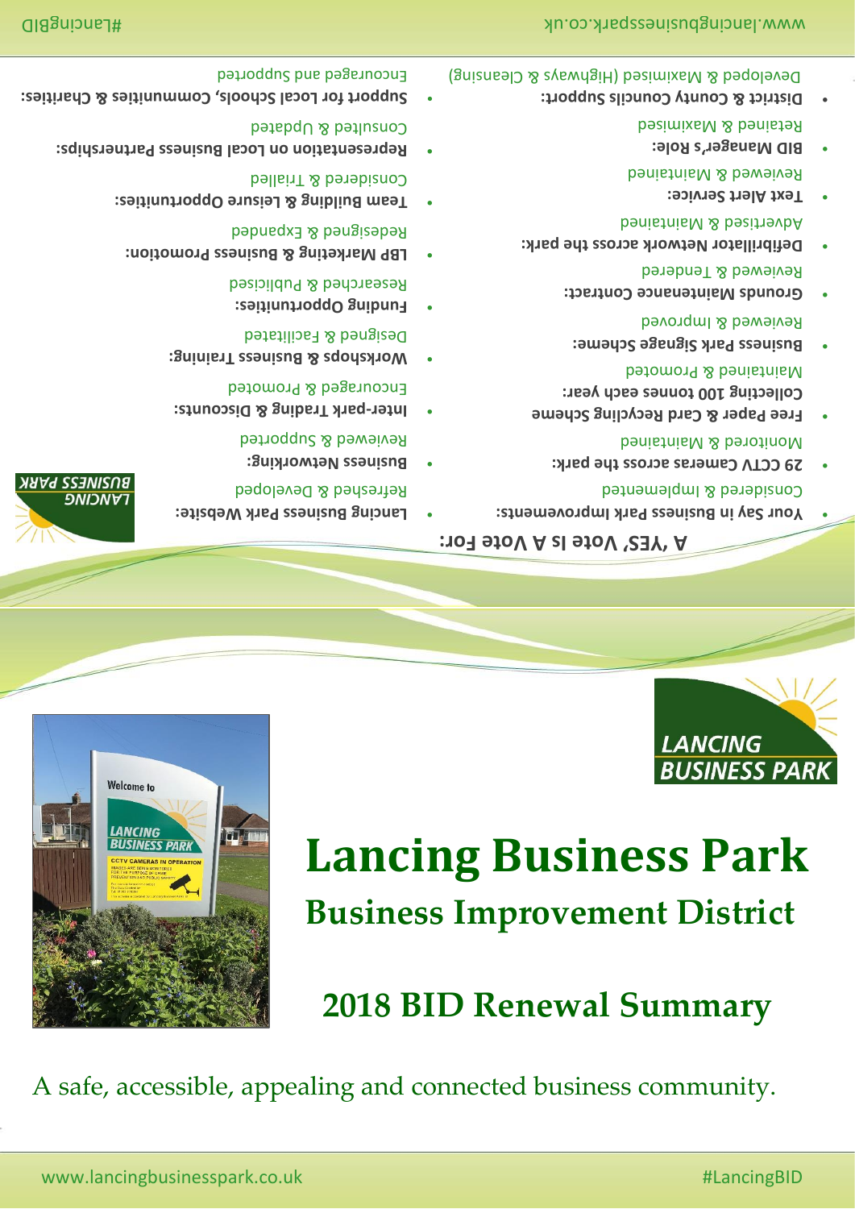# A 'YES' Vote Is A Vote For:

- **Your Say in Business Park Improvements:**
  Considered & Implemented
- **29 CCTV Cameras across the park:**
  Monitored & Maintained
- **Free Paper & Card Recycling Scheme Collecting 100 tonnes each year:**
  Maintained & Promoted
- **Business Park Signage Scheme:**
  Reviewed & Improved
- **Grounds Maintenance Contract:**
  Reviewed & Tendered
- **Defibrillator Network across the park:**
  Advertised & Maintained
- **Text Alert Service:**
  Reviewed & Maintained
- **BID Manager's Role:**
  Retained & Maximised
- **District & County Councils Support:**
  Developed & Maximised (Highways & Cleansing)
- **Lancing Business Park Website:**
  Refreshed & Developed
- **Business Networking:**
  Reviewed & Supported
- **Inter-park Trading & Discounts:**
  Encouraged & Promoted
- **Workshops & Business Training:**
  Designed & Facilitated
- **Funding Opportunities:**
  Researched & Publicised
- **LBP Marketing & Business Promotion:**
  Redesigned & Expanded
- **Team Building & Leisure Opportunities:**
  Considered & Trialled
- **Representation on Local Business Partnerships:**
  Consulted & Updated
- **Support for Local Schools, Communities & Charities:**
  Encouraged and Supported

# Lancing Business Park

## Business Improvement District

## 2018 BID Renewal Summary

A safe, accessible, appealing and connected business community.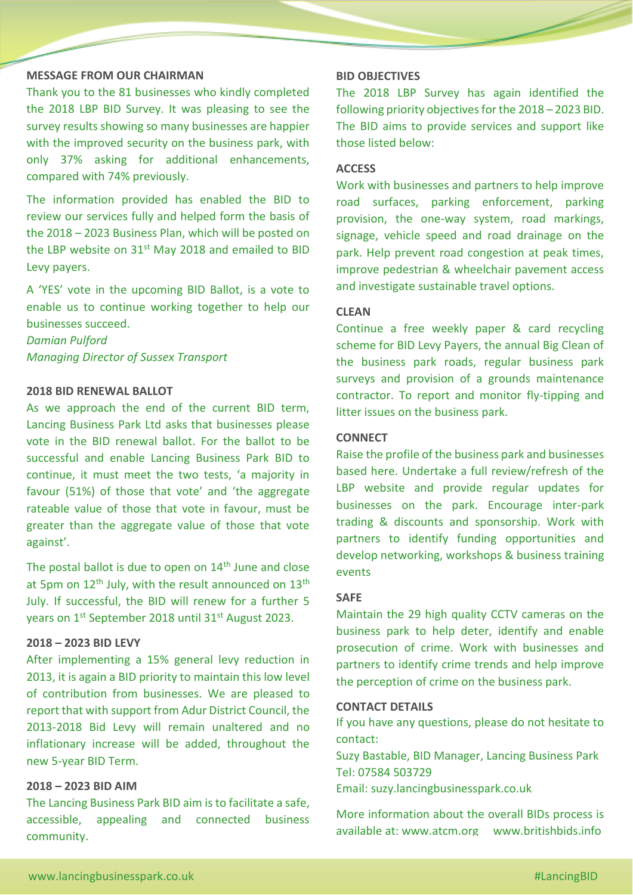## MESSAGE FROM OUR CHAIRMAN

Thank you to the 81 businesses who kindly completed the 2018 LBP BID Survey. It was pleasing to see the survey results showing so many businesses are happier with the improved security on the business park, with only 37% asking for additional enhancements, compared with 74% previously.

The information provided has enabled the BID to review our services fully and helped form the basis of the 2018 – 2023 Business Plan, which will be posted on the LBP website on 31st May 2018 and emailed to BID Levy payers.

A 'YES' vote in the upcoming BID Ballot, is a vote to enable us to continue working together to help our businesses succeed.

*Damian Pulford*
*Managing Director of Sussex Transport*

## 2018 BID RENEWAL BALLOT

As we approach the end of the current BID term, Lancing Business Park Ltd asks that businesses please vote in the BID renewal ballot. For the ballot to be successful and enable Lancing Business Park BID to continue, it must meet the two tests, 'a majority in favour (51%) of those that vote' and 'the aggregate rateable value of those that vote in favour, must be greater than the aggregate value of those that vote against'.

The postal ballot is due to open on 14th June and close at 5pm on 12th July, with the result announced on 13th July. If successful, the BID will renew for a further 5 years on 1st September 2018 until 31st August 2023.

## 2018 – 2023 BID LEVY

After implementing a 15% general levy reduction in 2013, it is again a BID priority to maintain this low level of contribution from businesses. We are pleased to report that with support from Adur District Council, the 2013-2018 Bid Levy will remain unaltered and no inflationary increase will be added, throughout the new 5-year BID Term.

## 2018 – 2023 BID AIM

The Lancing Business Park BID aim is to facilitate a safe, accessible, appealing and connected business community.

## BID OBJECTIVES

The 2018 LBP Survey has again identified the following priority objectives for the 2018 – 2023 BID. The BID aims to provide services and support like those listed below:

### ACCESS

Work with businesses and partners to help improve road surfaces, parking enforcement, parking provision, the one-way system, road markings, signage, vehicle speed and road drainage on the park. Help prevent road congestion at peak times, improve pedestrian & wheelchair pavement access and investigate sustainable travel options.

### CLEAN

Continue a free weekly paper & card recycling scheme for BID Levy Payers, the annual Big Clean of the business park roads, regular business park surveys and provision of a grounds maintenance contractor. To report and monitor fly-tipping and litter issues on the business park.

### CONNECT

Raise the profile of the business park and businesses based here. Undertake a full review/refresh of the LBP website and provide regular updates for businesses on the park. Encourage inter-park trading & discounts and sponsorship. Work with partners to identify funding opportunities and develop networking, workshops & business training events

### SAFE

Maintain the 29 high quality CCTV cameras on the business park to help deter, identify and enable prosecution of crime. Work with businesses and partners to identify crime trends and help improve the perception of crime on the business park.

## CONTACT DETAILS

If you have any questions, please do not hesitate to contact:

Suzy Bastable, BID Manager, Lancing Business Park
Tel: 07584 503729
Email: suzy.lancingbusinesspark.co.uk

More information about the overall BIDs process is available at: www.atcm.org www.britishbids.info

www.lancingbusinesspark.co.uk #LancingBID